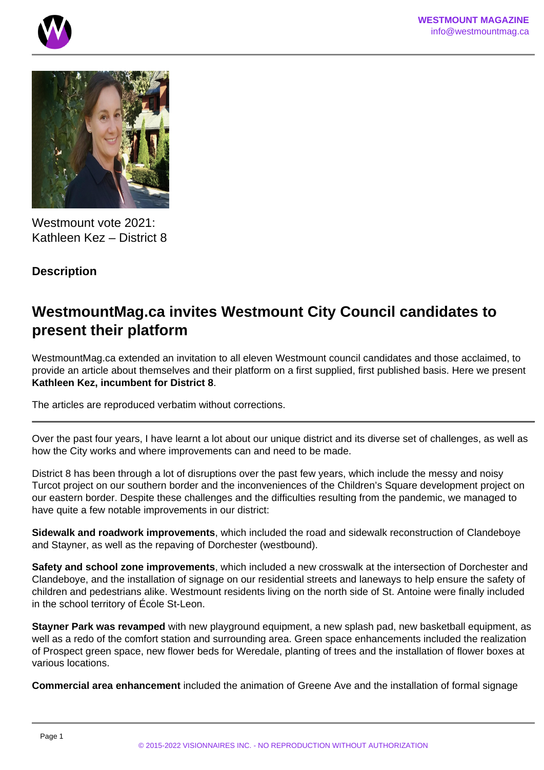Westmount vote 2021:
Kathleen Kez – District 8

### Description

## WestmountMag.ca invites Westmount City Council candidates to present their platform

WestmountMag.ca extended an invitation to all eleven Westmount council candidates and those acclaimed, to provide an article about themselves and their platform on a first supplied, first published basis. Here we present **Kathleen Kez, incumbent for District 8**.

The articles are reproduced verbatim without corrections.

---

Over the past four years, I have learnt a lot about our unique district and its diverse set of challenges, as well as how the City works and where improvements can and need to be made.

District 8 has been through a lot of disruptions over the past few years, which include the messy and noisy Turcot project on our southern border and the inconveniences of the Children's Square development project on our eastern border. Despite these challenges and the difficulties resulting from the pandemic, we managed to have quite a few notable improvements in our district:

**Sidewalk and roadwork improvements**, which included the road and sidewalk reconstruction of Clandeboye and Stayner, as well as the repaving of Dorchester (westbound).

**Safety and school zone improvements**, which included a new crosswalk at the intersection of Dorchester and Clandeboye, and the installation of signage on our residential streets and laneways to help ensure the safety of children and pedestrians alike. Westmount residents living on the north side of St. Antoine were finally included in the school territory of École St-Leon.

**Stayner Park was revamped** with new playground equipment, a new splash pad, new basketball equipment, as well as a redo of the comfort station and surrounding area. Green space enhancements included the realization of Prospect green space, new flower beds for Weredale, planting of trees and the installation of flower boxes at various locations.

**Commercial area enhancement** included the animation of Greene Ave and the installation of formal signage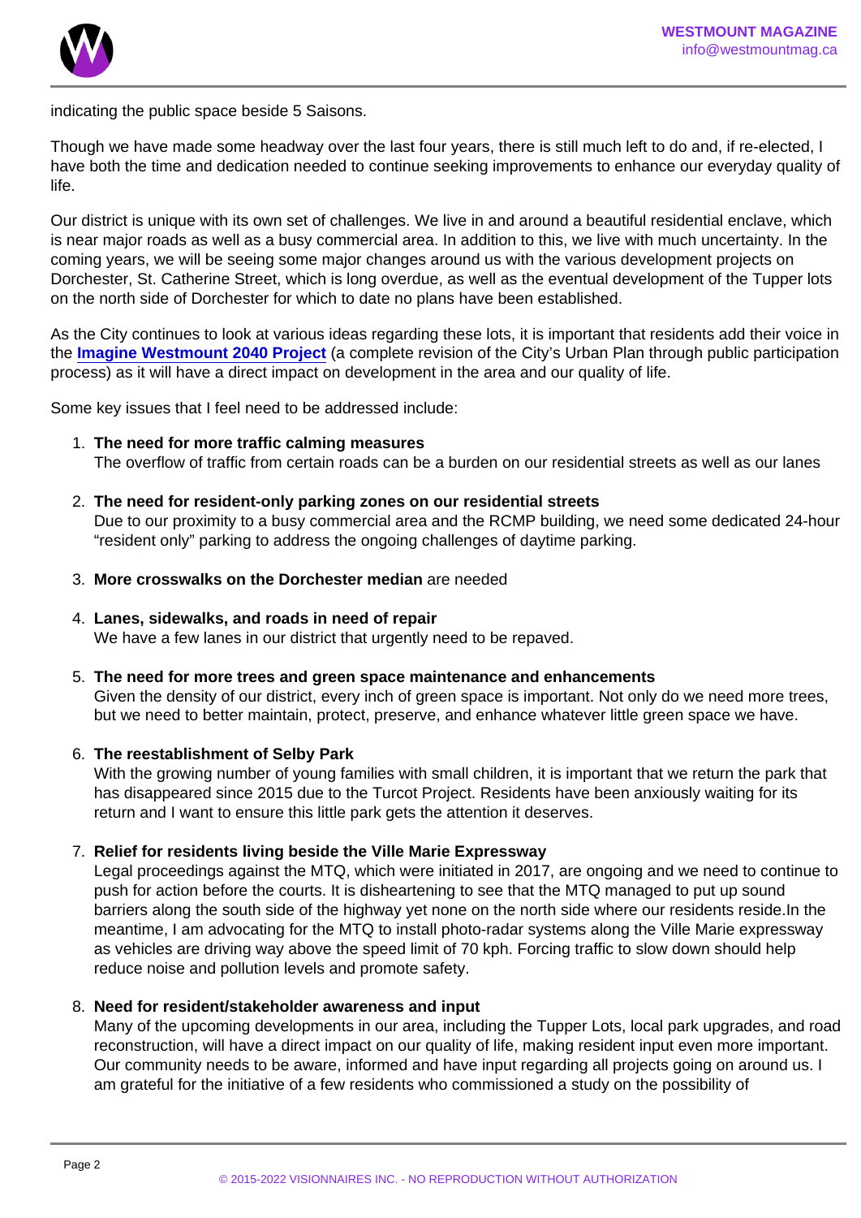indicating the public space beside 5 Saisons.

Though we have made some headway over the last four years, there is still much left to do and, if re-elected, I have both the time and dedication needed to continue seeking improvements to enhance our everyday quality of life.

Our district is unique with its own set of challenges. We live in and around a beautiful residential enclave, which is near major roads as well as a busy commercial area. In addition to this, we live with much uncertainty. In the coming years, we will be seeing some major changes around us with the various development projects on Dorchester, St. Catherine Street, which is long overdue, as well as the eventual development of the Tupper lots on the north side of Dorchester for which to date no plans have been established.

As the City continues to look at various ideas regarding these lots, it is important that residents add their voice in the **Imagine Westmount 2040 Project** (a complete revision of the City's Urban Plan through public participation process) as it will have a direct impact on development in the area and our quality of life.

Some key issues that I feel need to be addressed include:

1. **The need for more traffic calming measures**
   The overflow of traffic from certain roads can be a burden on our residential streets as well as our lanes

2. **The need for resident-only parking zones on our residential streets**
   Due to our proximity to a busy commercial area and the RCMP building, we need some dedicated 24-hour "resident only" parking to address the ongoing challenges of daytime parking.

3. **More crosswalks on the Dorchester median** are needed

4. **Lanes, sidewalks, and roads in need of repair**
   We have a few lanes in our district that urgently need to be repaved.

5. **The need for more trees and green space maintenance and enhancements**
   Given the density of our district, every inch of green space is important. Not only do we need more trees, but we need to better maintain, protect, preserve, and enhance whatever little green space we have.

6. **The reestablishment of Selby Park**
   With the growing number of young families with small children, it is important that we return the park that has disappeared since 2015 due to the Turcot Project. Residents have been anxiously waiting for its return and I want to ensure this little park gets the attention it deserves.

7. **Relief for residents living beside the Ville Marie Expressway**
   Legal proceedings against the MTQ, which were initiated in 2017, are ongoing and we need to continue to push for action before the courts. It is disheartening to see that the MTQ managed to put up sound barriers along the south side of the highway yet none on the north side where our residents reside.In the meantime, I am advocating for the MTQ to install photo-radar systems along the Ville Marie expressway as vehicles are driving way above the speed limit of 70 kph. Forcing traffic to slow down should help reduce noise and pollution levels and promote safety.

8. **Need for resident/stakeholder awareness and input**
   Many of the upcoming developments in our area, including the Tupper Lots, local park upgrades, and road reconstruction, will have a direct impact on our quality of life, making resident input even more important. Our community needs to be aware, informed and have input regarding all projects going on around us. I am grateful for the initiative of a few residents who commissioned a study on the possibility of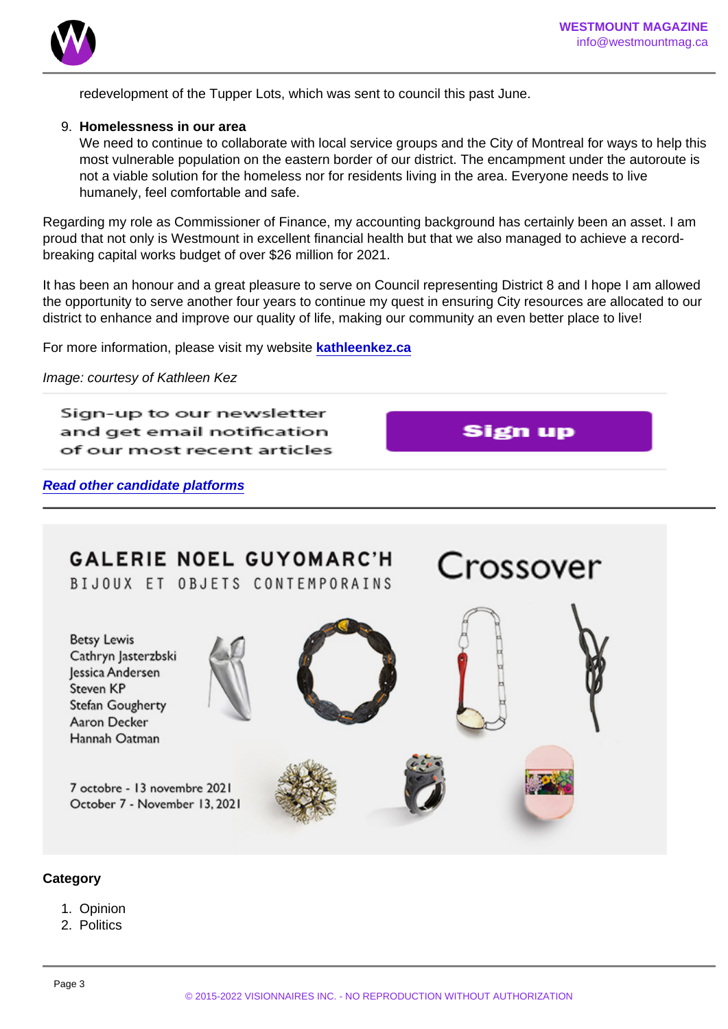redevelopment of the Tupper Lots, which was sent to council this past June.

9. **Homelessness in our area**
   We need to continue to collaborate with local service groups and the City of Montreal for ways to help this most vulnerable population on the eastern border of our district. The encampment under the autoroute is not a viable solution for the homeless nor for residents living in the area. Everyone needs to live humanely, feel comfortable and safe.

Regarding my role as Commissioner of Finance, my accounting background has certainly been an asset. I am proud that not only is Westmount in excellent financial health but that we also managed to achieve a record-breaking capital works budget of over $26 million for 2021.

It has been an honour and a great pleasure to serve on Council representing District 8 and I hope I am allowed the opportunity to serve another four years to continue my quest in ensuring City resources are allocated to our district to enhance and improve our quality of life, making our community an even better place to live!

For more information, please visit my website **kathleenkez.ca**

*Image: courtesy of Kathleen Kez*

Sign-up to our newsletter and get email notification of our most recent articles

Sign up

***Read other candidate platforms***

GALERIE NOEL GUYOMARC'H
BIJOUX ET OBJETS CONTEMPORAINS

Crossover

Betsy Lewis
Cathryn Jasterzbski
Jessica Andersen
Steven KP
Stefan Gougherty
Aaron Decker
Hannah Oatman

7 octobre - 13 novembre 2021
October 7 - November 13, 2021

**Category**

1. Opinion
2. Politics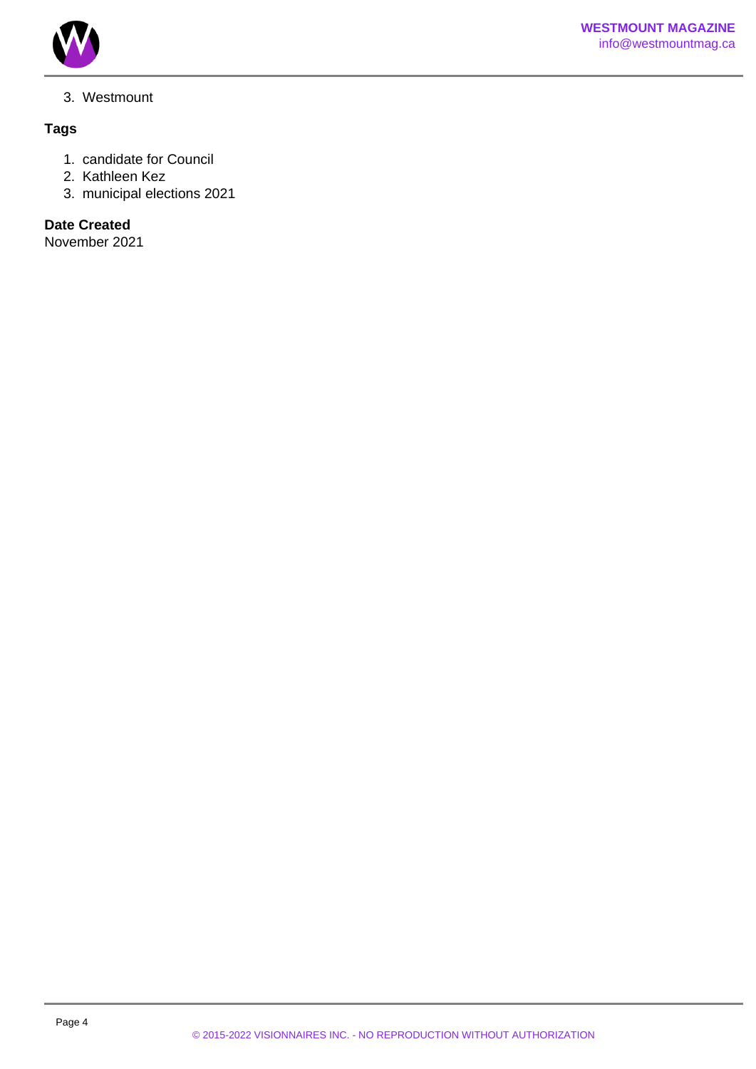3. Westmount

**Tags**

1. candidate for Council
2. Kathleen Kez
3. municipal elections 2021

**Date Created**
November 2021